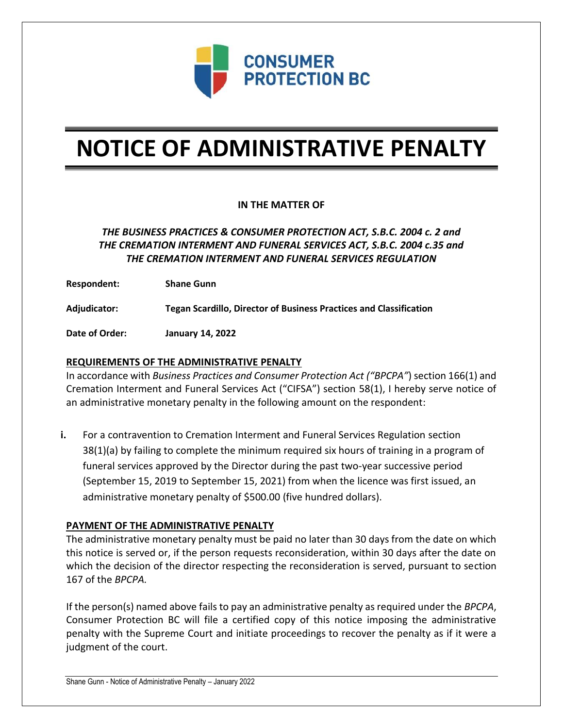# NOTICE OF ADMINISTRATIVE PENALTY

**IN THE MATTER OF**

***THE BUSINESS PRACTICES & CONSUMER PROTECTION ACT, S.B.C. 2004 c. 2 and THE CREMATION INTERMENT AND FUNERAL SERVICES ACT, S.B.C. 2004 c.35 and THE CREMATION INTERMENT AND FUNERAL SERVICES REGULATION***

**Respondent:** **Shane Gunn**

**Adjudicator:** **Tegan Scardillo, Director of Business Practices and Classification**

**Date of Order:** **January 14, 2022**

## REQUIREMENTS OF THE ADMINISTRATIVE PENALTY

In accordance with *Business Practices and Consumer Protection Act ("BPCPA"*) section 166(1) and Cremation Interment and Funeral Services Act ("CIFSA") section 58(1), I hereby serve notice of an administrative monetary penalty in the following amount on the respondent:

**i.** For a contravention to Cremation Interment and Funeral Services Regulation section 38(1)(a) by failing to complete the minimum required six hours of training in a program of funeral services approved by the Director during the past two-year successive period (September 15, 2019 to September 15, 2021) from when the licence was first issued, an administrative monetary penalty of $500.00 (five hundred dollars).

## PAYMENT OF THE ADMINISTRATIVE PENALTY

The administrative monetary penalty must be paid no later than 30 days from the date on which this notice is served or, if the person requests reconsideration, within 30 days after the date on which the decision of the director respecting the reconsideration is served, pursuant to section 167 of the *BPCPA.*

If the person(s) named above fails to pay an administrative penalty as required under the *BPCPA*, Consumer Protection BC will file a certified copy of this notice imposing the administrative penalty with the Supreme Court and initiate proceedings to recover the penalty as if it were a judgment of the court.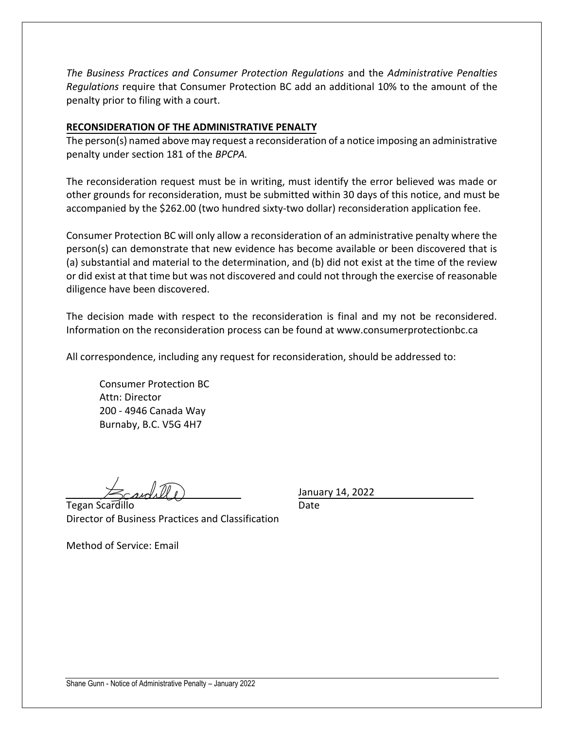*The Business Practices and Consumer Protection Regulations* and the *Administrative Penalties Regulations* require that Consumer Protection BC add an additional 10% to the amount of the penalty prior to filing with a court.

## RECONSIDERATION OF THE ADMINISTRATIVE PENALTY

The person(s) named above may request a reconsideration of a notice imposing an administrative penalty under section 181 of the *BPCPA.*

The reconsideration request must be in writing, must identify the error believed was made or other grounds for reconsideration, must be submitted within 30 days of this notice, and must be accompanied by the $262.00 (two hundred sixty-two dollar) reconsideration application fee.

Consumer Protection BC will only allow a reconsideration of an administrative penalty where the person(s) can demonstrate that new evidence has become available or been discovered that is (a) substantial and material to the determination, and (b) did not exist at the time of the review or did exist at that time but was not discovered and could not through the exercise of reasonable diligence have been discovered.

The decision made with respect to the reconsideration is final and my not be reconsidered. Information on the reconsideration process can be found at www.consumerprotectionbc.ca

All correspondence, including any request for reconsideration, should be addressed to:

Consumer Protection BC
Attn: Director
200 - 4946 Canada Way
Burnaby, B.C. V5G 4H7

Tegan Scardillo
Director of Business Practices and Classification

January 14, 2022
Date

Method of Service: Email